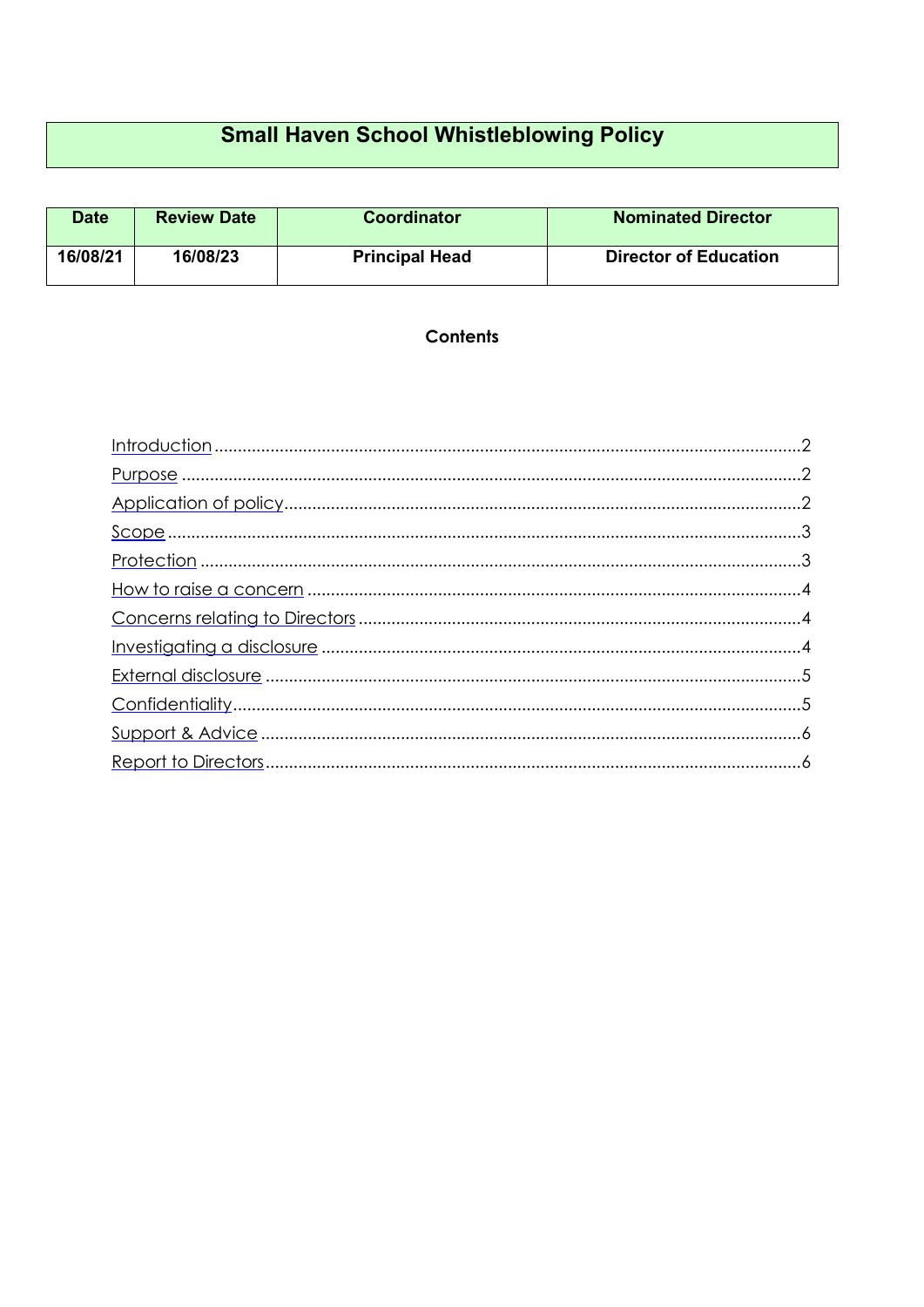# Small Haven School Whistleblowing Policy

| Date | Review Date | Coordinator | Nominated Director |
|---|---|---|---|
| 16/08/21 | 16/08/23 | Principal Head | Director of Education |

## Contents

- Introduction ............ 2
- Purpose ............ 2
- Application of policy ............ 2
- Scope ............ 3
- Protection ............ 3
- How to raise a concern ............ 4
- Concerns relating to Directors ............ 4
- Investigating a disclosure ............ 4
- External disclosure ............ 5
- Confidentiality ............ 5
- Support & Advice ............ 6
- Report to Directors ............ 6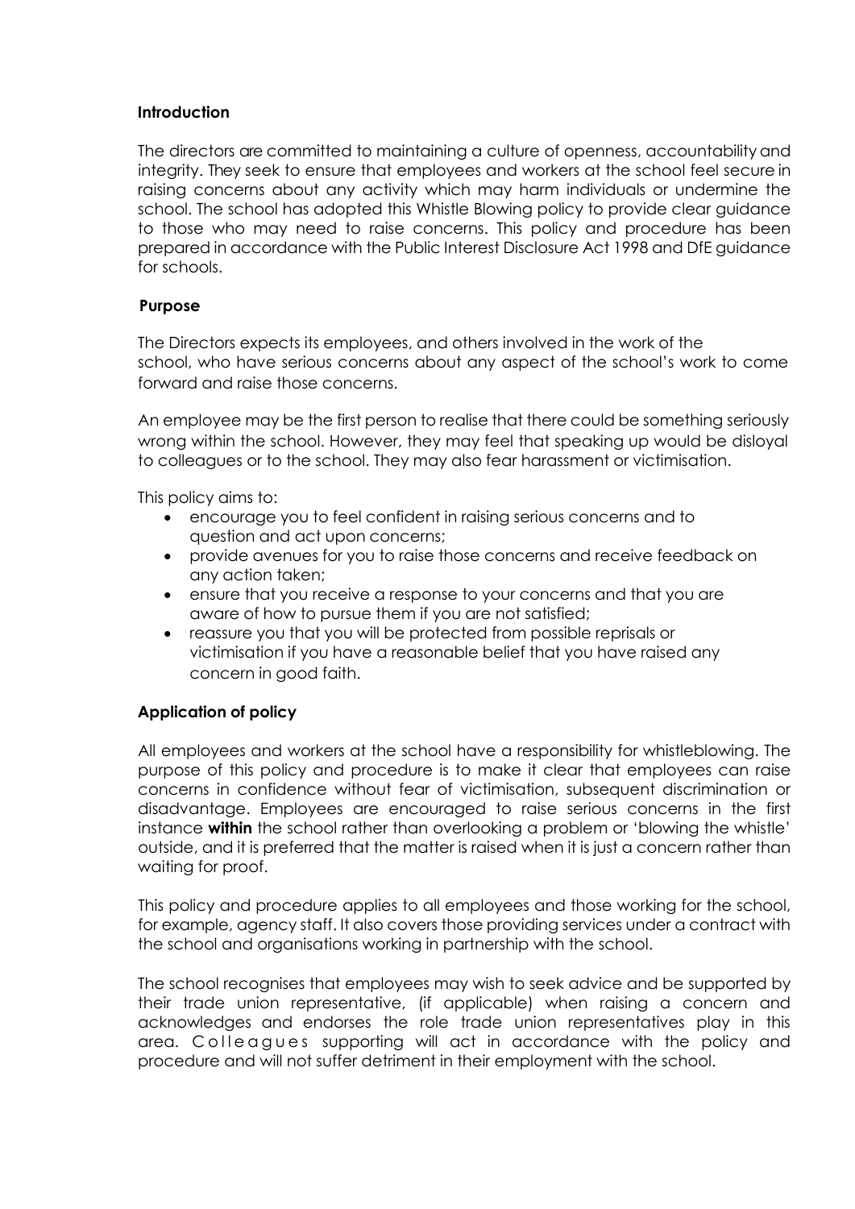**Introduction**

The directors are committed to maintaining a culture of openness, accountability and integrity. They seek to ensure that employees and workers at the school feel secure in raising concerns about any activity which may harm individuals or undermine the school. The school has adopted this Whistle Blowing policy to provide clear guidance to those who may need to raise concerns. This policy and procedure has been prepared in accordance with the Public Interest Disclosure Act 1998 and DfE guidance for schools.

**Purpose**

The Directors expects its employees, and others involved in the work of the school, who have serious concerns about any aspect of the school's work to come forward and raise those concerns.

An employee may be the first person to realise that there could be something seriously wrong within the school. However, they may feel that speaking up would be disloyal to colleagues or to the school. They may also fear harassment or victimisation.

This policy aims to:

- encourage you to feel confident in raising serious concerns and to question and act upon concerns;
- provide avenues for you to raise those concerns and receive feedback on any action taken;
- ensure that you receive a response to your concerns and that you are aware of how to pursue them if you are not satisfied;
- reassure you that you will be protected from possible reprisals or victimisation if you have a reasonable belief that you have raised any concern in good faith.

**Application of policy**

All employees and workers at the school have a responsibility for whistleblowing. The purpose of this policy and procedure is to make it clear that employees can raise concerns in confidence without fear of victimisation, subsequent discrimination or disadvantage. Employees are encouraged to raise serious concerns in the first instance **within** the school rather than overlooking a problem or 'blowing the whistle' outside, and it is preferred that the matter is raised when it is just a concern rather than waiting for proof.

This policy and procedure applies to all employees and those working for the school, for example, agency staff. It also covers those providing services under a contract with the school and organisations working in partnership with the school.

The school recognises that employees may wish to seek advice and be supported by their trade union representative, (if applicable) when raising a concern and acknowledges and endorses the role trade union representatives play in this area. Colleagues supporting will act in accordance with the policy and procedure and will not suffer detriment in their employment with the school.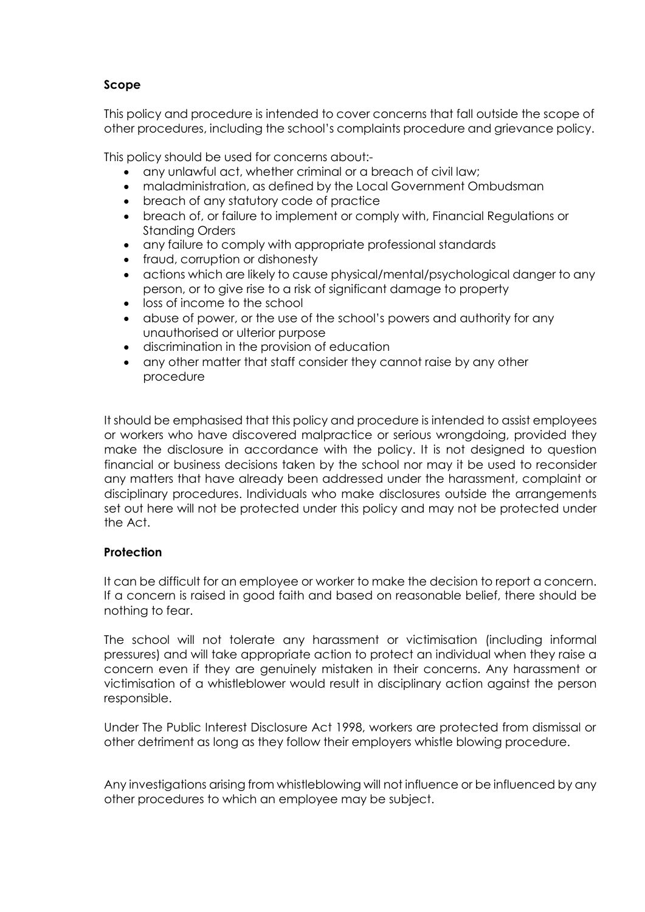### Scope

This policy and procedure is intended to cover concerns that fall outside the scope of other procedures, including the school's complaints procedure and grievance policy.

This policy should be used for concerns about:-

- any unlawful act, whether criminal or a breach of civil law;
- maladministration, as defined by the Local Government Ombudsman
- breach of any statutory code of practice
- breach of, or failure to implement or comply with, Financial Regulations or Standing Orders
- any failure to comply with appropriate professional standards
- fraud, corruption or dishonesty
- actions which are likely to cause physical/mental/psychological danger to any person, or to give rise to a risk of significant damage to property
- loss of income to the school
- abuse of power, or the use of the school's powers and authority for any unauthorised or ulterior purpose
- discrimination in the provision of education
- any other matter that staff consider they cannot raise by any other procedure

It should be emphasised that this policy and procedure is intended to assist employees or workers who have discovered malpractice or serious wrongdoing, provided they make the disclosure in accordance with the policy. It is not designed to question financial or business decisions taken by the school nor may it be used to reconsider any matters that have already been addressed under the harassment, complaint or disciplinary procedures. Individuals who make disclosures outside the arrangements set out here will not be protected under this policy and may not be protected under the Act.

### Protection

It can be difficult for an employee or worker to make the decision to report a concern. If a concern is raised in good faith and based on reasonable belief, there should be nothing to fear.

The school will not tolerate any harassment or victimisation (including informal pressures) and will take appropriate action to protect an individual when they raise a concern even if they are genuinely mistaken in their concerns. Any harassment or victimisation of a whistleblower would result in disciplinary action against the person responsible.

Under The Public Interest Disclosure Act 1998, workers are protected from dismissal or other detriment as long as they follow their employers whistle blowing procedure.

Any investigations arising from whistleblowing will not influence or be influenced by any other procedures to which an employee may be subject.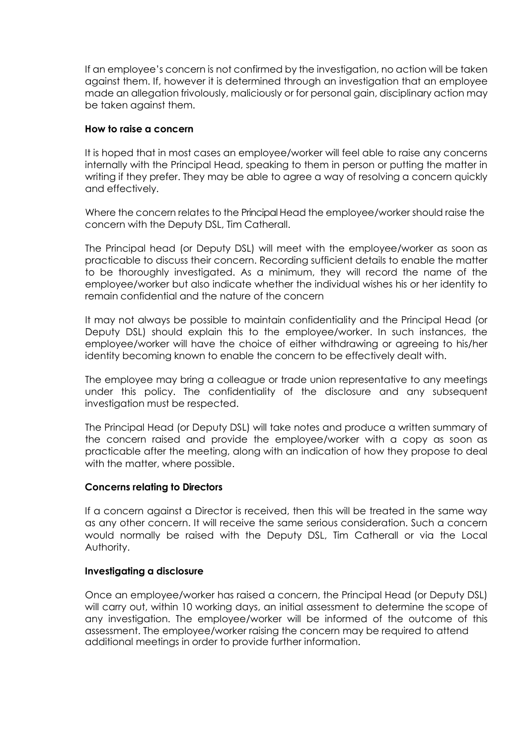If an employee's concern is not confirmed by the investigation, no action will be taken against them. If, however it is determined through an investigation that an employee made an allegation frivolously, maliciously or for personal gain, disciplinary action may be taken against them.

**How to raise a concern**

It is hoped that in most cases an employee/worker will feel able to raise any concerns internally with the Principal Head, speaking to them in person or putting the matter in writing if they prefer. They may be able to agree a way of resolving a concern quickly and effectively.

Where the concern relates to the Principal Head the employee/worker should raise the concern with the Deputy DSL, Tim Catherall.

The Principal head (or Deputy DSL) will meet with the employee/worker as soon as practicable to discuss their concern. Recording sufficient details to enable the matter to be thoroughly investigated. As a minimum, they will record the name of the employee/worker but also indicate whether the individual wishes his or her identity to remain confidential and the nature of the concern

It may not always be possible to maintain confidentiality and the Principal Head (or Deputy DSL) should explain this to the employee/worker. In such instances, the employee/worker will have the choice of either withdrawing or agreeing to his/her identity becoming known to enable the concern to be effectively dealt with.

The employee may bring a colleague or trade union representative to any meetings under this policy. The confidentiality of the disclosure and any subsequent investigation must be respected.

The Principal Head (or Deputy DSL) will take notes and produce a written summary of the concern raised and provide the employee/worker with a copy as soon as practicable after the meeting, along with an indication of how they propose to deal with the matter, where possible.

**Concerns relating to Directors**

If a concern against a Director is received, then this will be treated in the same way as any other concern. It will receive the same serious consideration. Such a concern would normally be raised with the Deputy DSL, Tim Catherall or via the Local Authority.

**Investigating a disclosure**

Once an employee/worker has raised a concern, the Principal Head (or Deputy DSL) will carry out, within 10 working days, an initial assessment to determine the scope of any investigation. The employee/worker will be informed of the outcome of this assessment. The employee/worker raising the concern may be required to attend additional meetings in order to provide further information.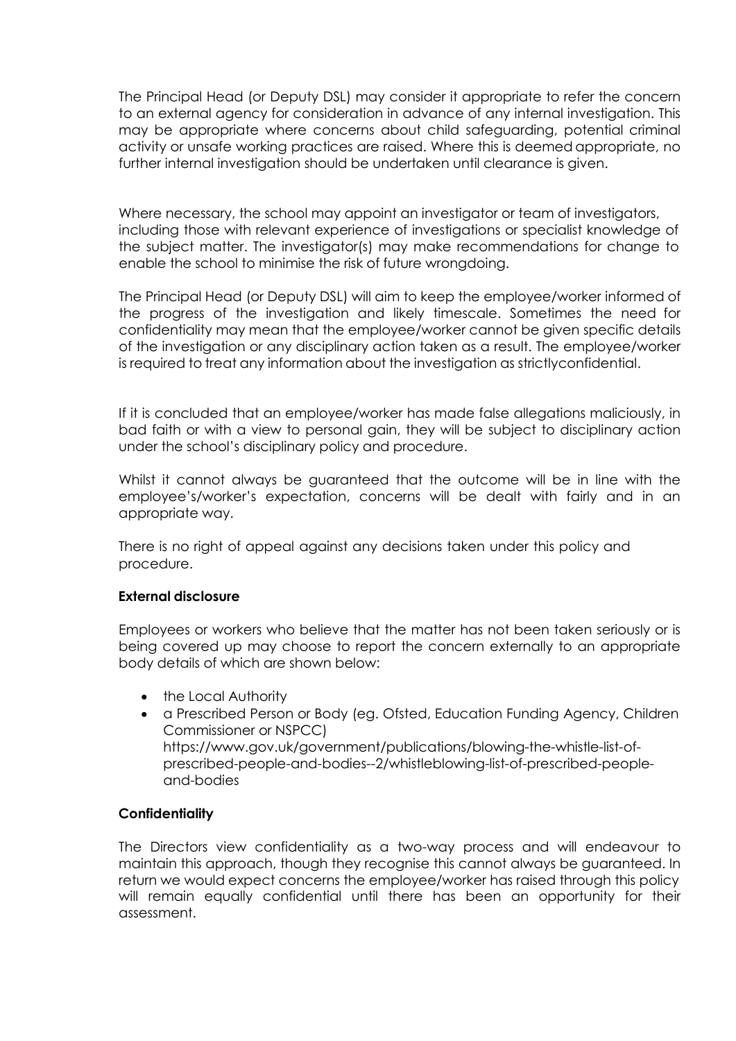The Principal Head (or Deputy DSL) may consider it appropriate to refer the concern to an external agency for consideration in advance of any internal investigation. This may be appropriate where concerns about child safeguarding, potential criminal activity or unsafe working practices are raised. Where this is deemed appropriate, no further internal investigation should be undertaken until clearance is given.

Where necessary, the school may appoint an investigator or team of investigators, including those with relevant experience of investigations or specialist knowledge of the subject matter. The investigator(s) may make recommendations for change to enable the school to minimise the risk of future wrongdoing.

The Principal Head (or Deputy DSL) will aim to keep the employee/worker informed of the progress of the investigation and likely timescale. Sometimes the need for confidentiality may mean that the employee/worker cannot be given specific details of the investigation or any disciplinary action taken as a result. The employee/worker is required to treat any information about the investigation as strictlyconfidential.

If it is concluded that an employee/worker has made false allegations maliciously, in bad faith or with a view to personal gain, they will be subject to disciplinary action under the school's disciplinary policy and procedure.

Whilst it cannot always be guaranteed that the outcome will be in line with the employee's/worker's expectation, concerns will be dealt with fairly and in an appropriate way.

There is no right of appeal against any decisions taken under this policy and procedure.

**External disclosure**

Employees or workers who believe that the matter has not been taken seriously or is being covered up may choose to report the concern externally to an appropriate body details of which are shown below:

- the Local Authority
- a Prescribed Person or Body (eg. Ofsted, Education Funding Agency, Children Commissioner or NSPCC) https://www.gov.uk/government/publications/blowing-the-whistle-list-of-prescribed-people-and-bodies--2/whistleblowing-list-of-prescribed-people-and-bodies

**Confidentiality**

The Directors view confidentiality as a two-way process and will endeavour to maintain this approach, though they recognise this cannot always be guaranteed. In return we would expect concerns the employee/worker has raised through this policy will remain equally confidential until there has been an opportunity for their assessment.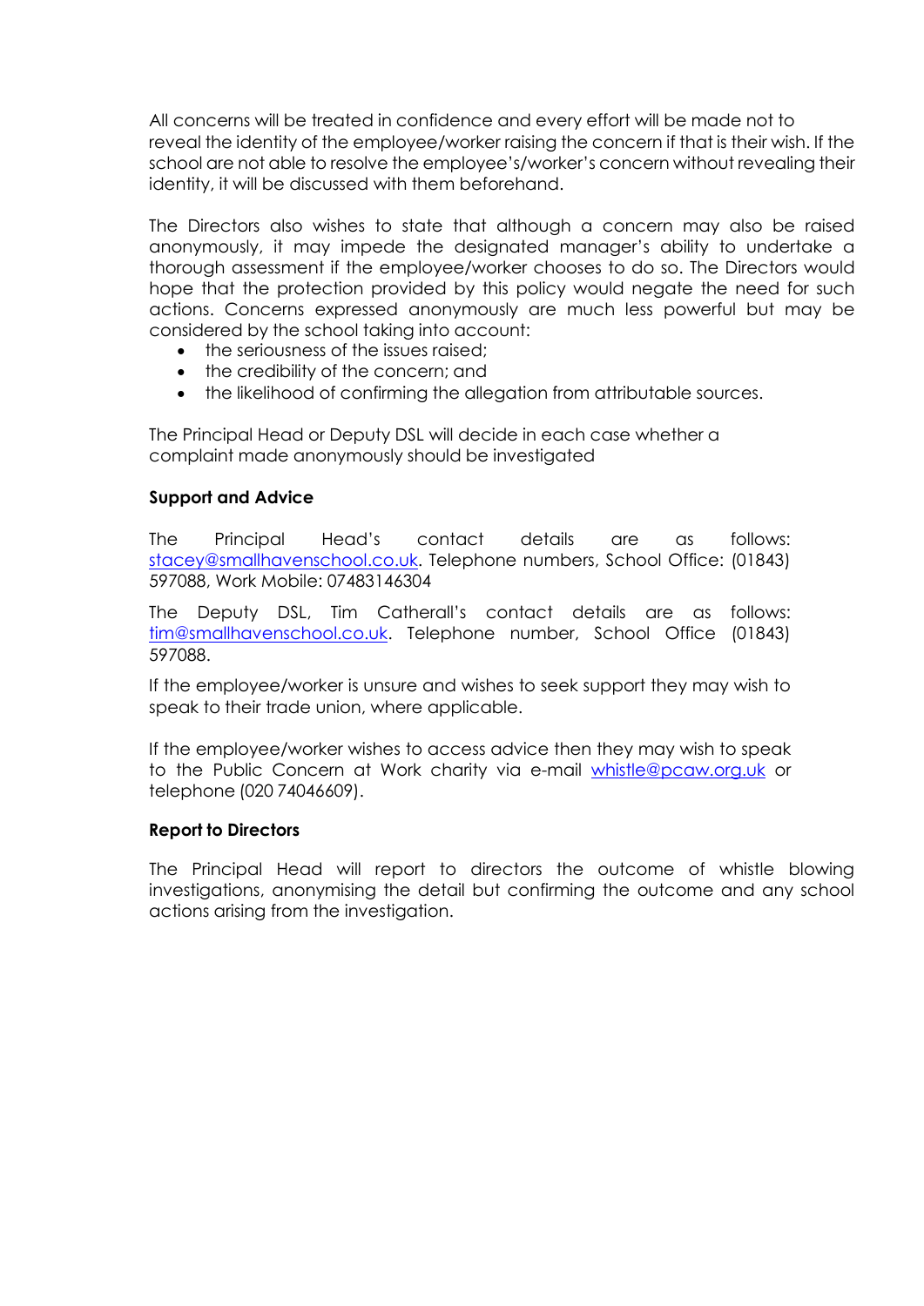All concerns will be treated in confidence and every effort will be made not to reveal the identity of the employee/worker raising the concern if that is their wish. If the school are not able to resolve the employee's/worker's concern without revealing their identity, it will be discussed with them beforehand.

The Directors also wishes to state that although a concern may also be raised anonymously, it may impede the designated manager's ability to undertake a thorough assessment if the employee/worker chooses to do so. The Directors would hope that the protection provided by this policy would negate the need for such actions. Concerns expressed anonymously are much less powerful but may be considered by the school taking into account:

- the seriousness of the issues raised;
- the credibility of the concern; and
- the likelihood of confirming the allegation from attributable sources.

The Principal Head or Deputy DSL will decide in each case whether a complaint made anonymously should be investigated

**Support and Advice**

The Principal Head's contact details are as follows: stacey@smallhavenschool.co.uk. Telephone numbers, School Office: (01843) 597088, Work Mobile: 07483146304

The Deputy DSL, Tim Catherall's contact details are as follows: tim@smallhavenschool.co.uk. Telephone number, School Office (01843) 597088.

If the employee/worker is unsure and wishes to seek support they may wish to speak to their trade union, where applicable.

If the employee/worker wishes to access advice then they may wish to speak to the Public Concern at Work charity via e-mail whistle@pcaw.org.uk or telephone (020 74046609).

**Report to Directors**

The Principal Head will report to directors the outcome of whistle blowing investigations, anonymising the detail but confirming the outcome and any school actions arising from the investigation.